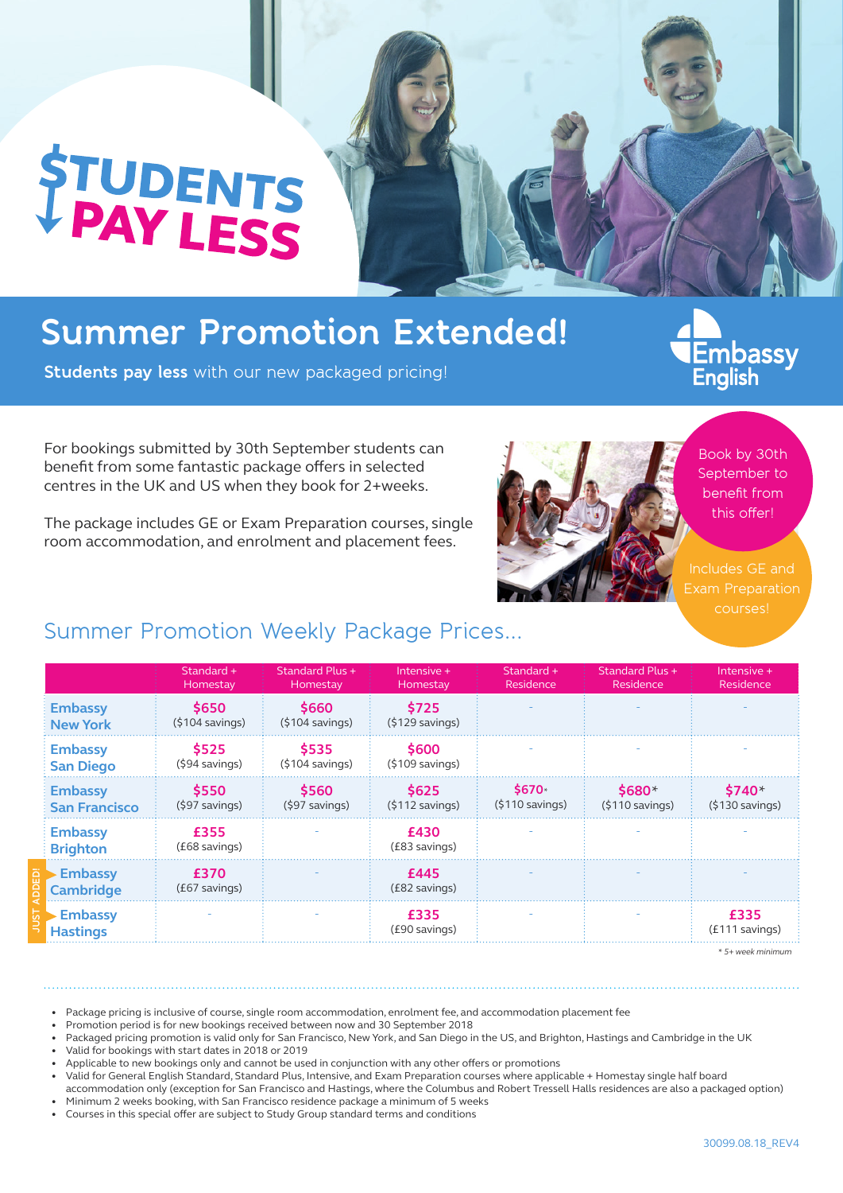# STUDENTS PAY LESS

## Summer Promotion Extended!

**Students pay less** with our new packaged pricing!

Embassy English

For bookings submitted by 30th September students can benefit from some fantastic package offers in selected centres in the UK and US when they book for 2+weeks.

The package includes GE or Exam Preparation courses, single room accommodation, and enrolment and placement fees.

Book by 30th September to benefit from this offer!

Includes GE and Exam Preparation courses!

### Summer Promotion Weekly Package Prices...

| | Standard + Homestay | Standard Plus + Homestay | Intensive + Homestay | Standard + Residence | Standard Plus + Residence | Intensive + Residence |
|---|---|---|---|---|---|---|
| Embassy New York | $650 ($104 savings) | $660 ($104 savings) | $725 ($129 savings) | - | - | - |
| Embassy San Diego | $525 ($94 savings) | $535 ($104 savings) | $600 ($109 savings) | - | - | - |
| Embassy San Francisco | $550 ($97 savings) | $560 ($97 savings) | $625 ($112 savings) | $670* ($110 savings) | $680* ($110 savings) | $740* ($130 savings) |
| Embassy Brighton | £355 (£68 savings) | - | £430 (£83 savings) | - | - | - |
| JUST ADDED! Embassy Cambridge | £370 (£67 savings) | - | £445 (£82 savings) | - | - | - |
| JUST ADDED! Embassy Hastings | - | - | £335 (£90 savings) | - | - | £335 (£111 savings) |

*\* 5+ week minimum*

- Package pricing is inclusive of course, single room accommodation, enrolment fee, and accommodation placement fee
- Promotion period is for new bookings received between now and 30 September 2018
- Packaged pricing promotion is valid only for San Francisco, New York, and San Diego in the US, and Brighton, Hastings and Cambridge in the UK
- Valid for bookings with start dates in 2018 or 2019
- Applicable to new bookings only and cannot be used in conjunction with any other offers or promotions
- Valid for General English Standard, Standard Plus, Intensive, and Exam Preparation courses where applicable + Homestay single half board accommodation only (exception for San Francisco and Hastings, where the Columbus and Robert Tressell Halls residences are also a packaged option)
- Minimum 2 weeks booking, with San Francisco residence package a minimum of 5 weeks
- Courses in this special offer are subject to Study Group standard terms and conditions

30099.08.18_REV4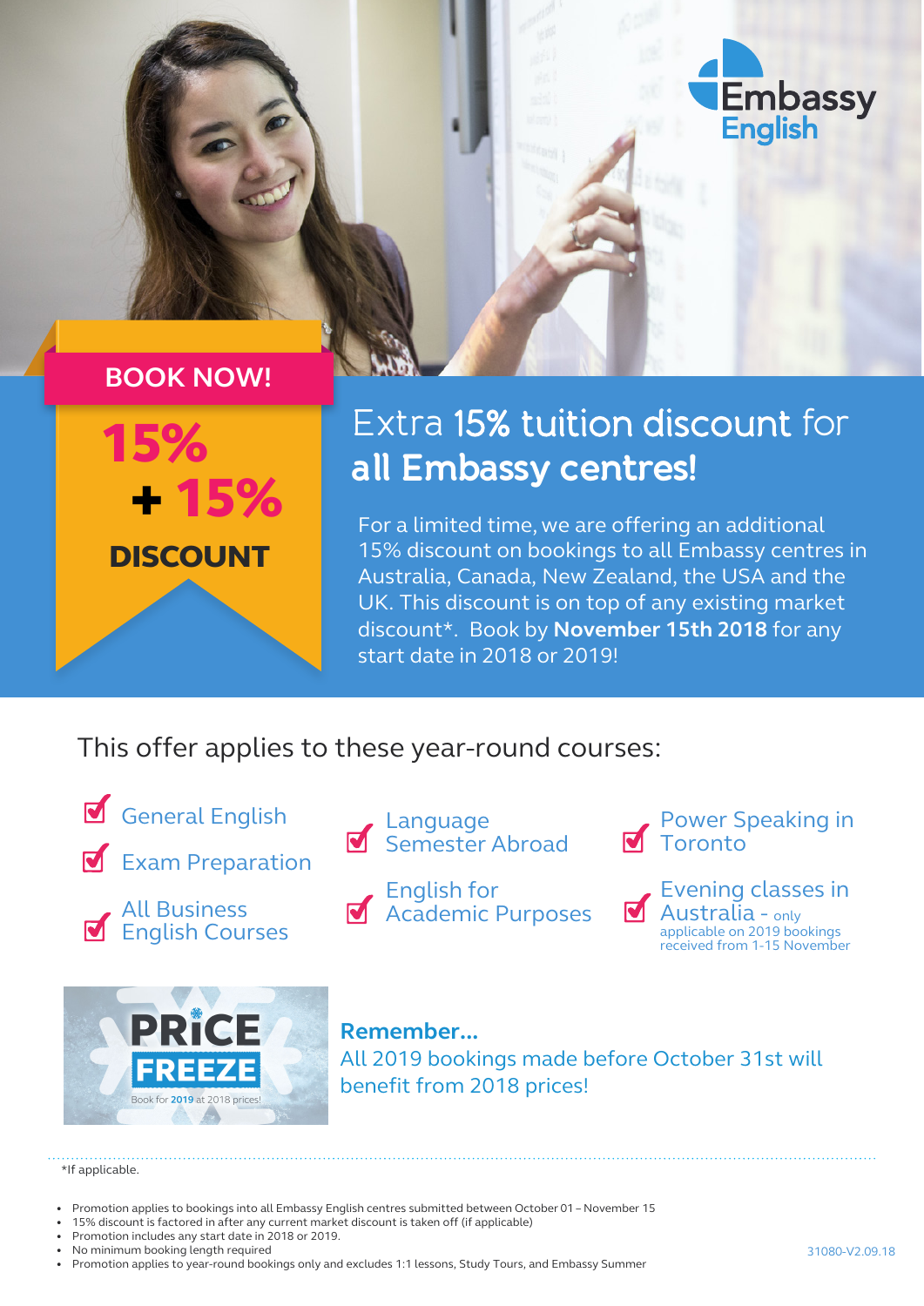Embassy English

**BOOK NOW!**

**15% + 15% DISCOUNT**

# Extra **15% tuition discount** for **all Embassy centres!**

For a limited time, we are offering an additional 15% discount on bookings to all Embassy centres in Australia, Canada, New Zealand, the USA and the UK. This discount is on top of any existing market discount*. Book by **November 15th 2018** for any start date in 2018 or 2019!

## This offer applies to these year-round courses:

- General English
- Exam Preparation
- All Business English Courses
- Language Semester Abroad
- English for Academic Purposes
- Power Speaking in Toronto
- Evening classes in Australia - only applicable on 2019 bookings received from 1-15 November

**PRICE FREEZE**
Book for **2019** at 2018 prices!

**Remember...**
All 2019 bookings made before October 31st will benefit from 2018 prices!

*If applicable.

- Promotion applies to bookings into all Embassy English centres submitted between October 01 – November 15
- 15% discount is factored in after any current market discount is taken off (if applicable)
- Promotion includes any start date in 2018 or 2019.
- No minimum booking length required
- Promotion applies to year-round bookings only and excludes 1:1 lessons, Study Tours, and Embassy Summer

31080-V2.09.18